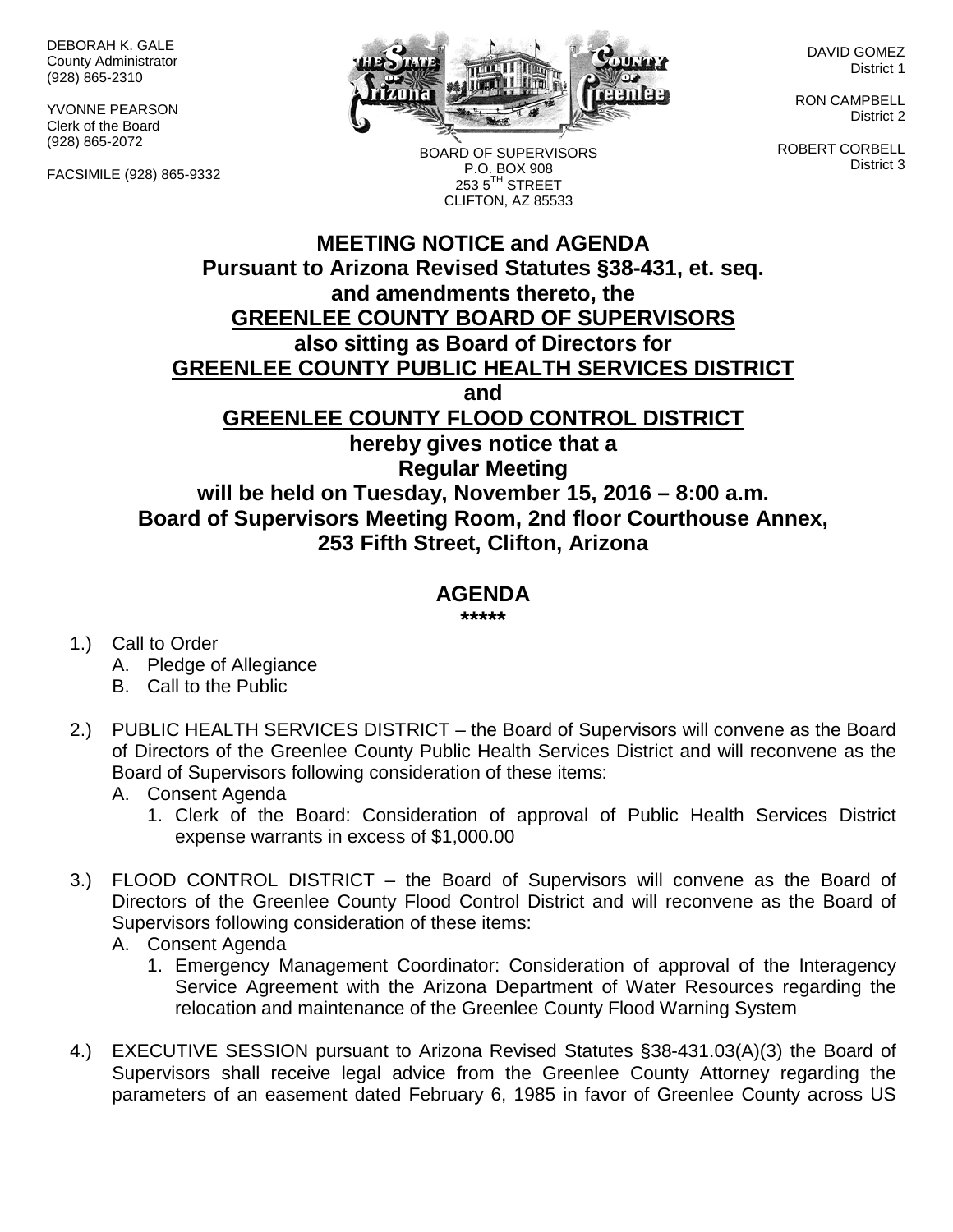DEBORAH K. GALE
County Administrator
(928) 865-2310

YVONNE PEARSON
Clerk of the Board
(928) 865-2072

FACSIMILE (928) 865-9332

BOARD OF SUPERVISORS
P.O. BOX 908
253 5TH STREET
CLIFTON, AZ 85533

DAVID GOMEZ
District 1

RON CAMPBELL
District 2

ROBERT CORBELL
District 3

# MEETING NOTICE and AGENDA

**Pursuant to Arizona Revised Statutes §38-431, et. seq.**
**and amendments thereto, the**
**GREENLEE COUNTY BOARD OF SUPERVISORS**
**also sitting as Board of Directors for**
**GREENLEE COUNTY PUBLIC HEALTH SERVICES DISTRICT**
**and**
**GREENLEE COUNTY FLOOD CONTROL DISTRICT**
**hereby gives notice that a**
**Regular Meeting**
**will be held on Tuesday, November 15, 2016 – 8:00 a.m.**
**Board of Supervisors Meeting Room, 2nd floor Courthouse Annex,**
**253 Fifth Street, Clifton, Arizona**

## AGENDA

**\*\*\*\*\***

1.) Call to Order
   A. Pledge of Allegiance
   B. Call to the Public

2.) PUBLIC HEALTH SERVICES DISTRICT – the Board of Supervisors will convene as the Board of Directors of the Greenlee County Public Health Services District and will reconvene as the Board of Supervisors following consideration of these items:
   A. Consent Agenda
      1. Clerk of the Board: Consideration of approval of Public Health Services District expense warrants in excess of $1,000.00

3.) FLOOD CONTROL DISTRICT – the Board of Supervisors will convene as the Board of Directors of the Greenlee County Flood Control District and will reconvene as the Board of Supervisors following consideration of these items:
   A. Consent Agenda
      1. Emergency Management Coordinator: Consideration of approval of the Interagency Service Agreement with the Arizona Department of Water Resources regarding the relocation and maintenance of the Greenlee County Flood Warning System

4.) EXECUTIVE SESSION pursuant to Arizona Revised Statutes §38-431.03(A)(3) the Board of Supervisors shall receive legal advice from the Greenlee County Attorney regarding the parameters of an easement dated February 6, 1985 in favor of Greenlee County across US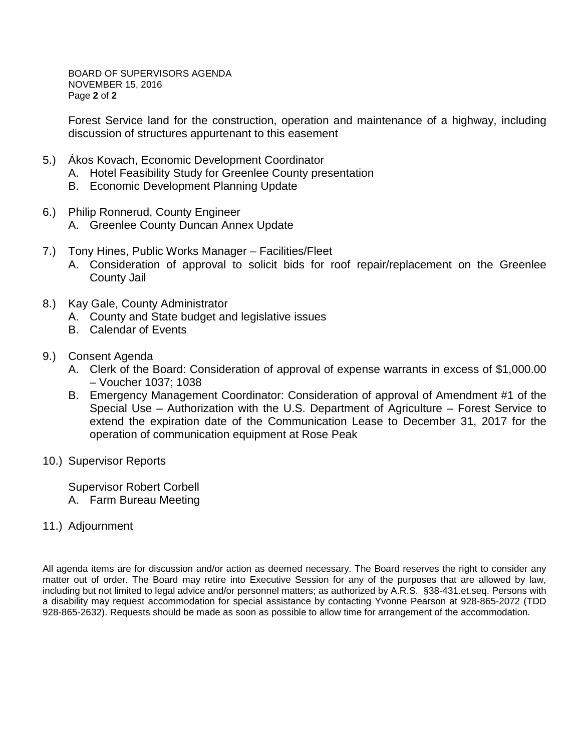Forest Service land for the construction, operation and maintenance of a highway, including discussion of structures appurtenant to this easement

5.) Ákos Kovach, Economic Development Coordinator
   A. Hotel Feasibility Study for Greenlee County presentation
   B. Economic Development Planning Update

6.) Philip Ronnerud, County Engineer
   A. Greenlee County Duncan Annex Update

7.) Tony Hines, Public Works Manager – Facilities/Fleet
   A. Consideration of approval to solicit bids for roof repair/replacement on the Greenlee County Jail

8.) Kay Gale, County Administrator
   A. County and State budget and legislative issues
   B. Calendar of Events

9.) Consent Agenda
   A. Clerk of the Board: Consideration of approval of expense warrants in excess of $1,000.00 – Voucher 1037; 1038
   B. Emergency Management Coordinator: Consideration of approval of Amendment #1 of the Special Use – Authorization with the U.S. Department of Agriculture – Forest Service to extend the expiration date of the Communication Lease to December 31, 2017 for the operation of communication equipment at Rose Peak

10.) Supervisor Reports

   Supervisor Robert Corbell
   A. Farm Bureau Meeting

11.) Adjournment

All agenda items are for discussion and/or action as deemed necessary. The Board reserves the right to consider any matter out of order. The Board may retire into Executive Session for any of the purposes that are allowed by law, including but not limited to legal advice and/or personnel matters; as authorized by A.R.S. §38-431.et.seq. Persons with a disability may request accommodation for special assistance by contacting Yvonne Pearson at 928-865-2072 (TDD 928-865-2632). Requests should be made as soon as possible to allow time for arrangement of the accommodation.